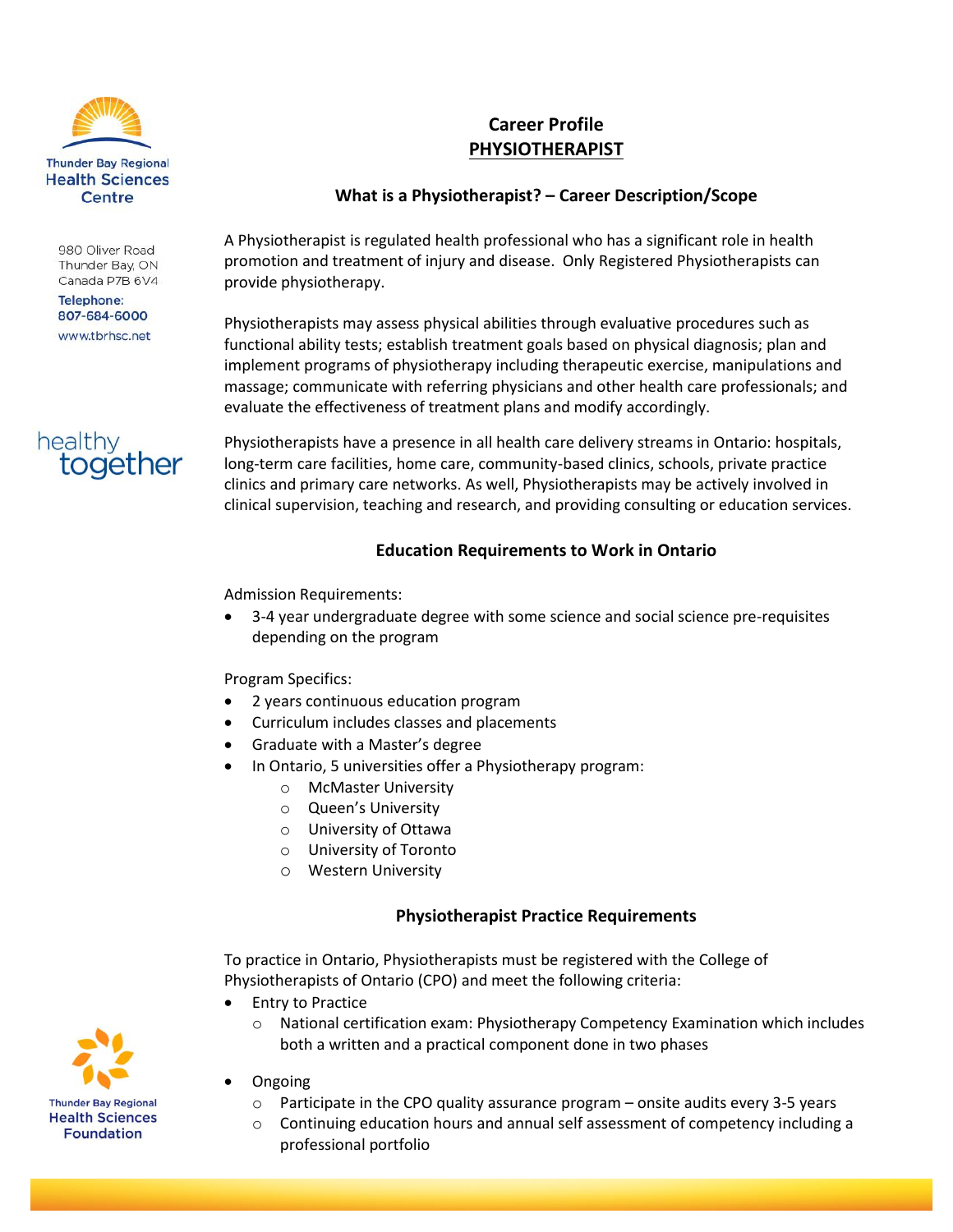Thunder Bay Regional Health Sciences Centre

980 Oliver Road
Thunder Bay, ON
Canada P7B 6V4

Telephone:
807-684-6000

www.tbrhsc.net

healthy together

# Career Profile

# PHYSIOTHERAPIST

## What is a Physiotherapist? – Career Description/Scope

A Physiotherapist is regulated health professional who has a significant role in health promotion and treatment of injury and disease. Only Registered Physiotherapists can provide physiotherapy.

Physiotherapists may assess physical abilities through evaluative procedures such as functional ability tests; establish treatment goals based on physical diagnosis; plan and implement programs of physiotherapy including therapeutic exercise, manipulations and massage; communicate with referring physicians and other health care professionals; and evaluate the effectiveness of treatment plans and modify accordingly.

Physiotherapists have a presence in all health care delivery streams in Ontario: hospitals, long-term care facilities, home care, community-based clinics, schools, private practice clinics and primary care networks. As well, Physiotherapists may be actively involved in clinical supervision, teaching and research, and providing consulting or education services.

## Education Requirements to Work in Ontario

Admission Requirements:

- 3-4 year undergraduate degree with some science and social science pre-requisites depending on the program

Program Specifics:

- 2 years continuous education program
- Curriculum includes classes and placements
- Graduate with a Master's degree
- In Ontario, 5 universities offer a Physiotherapy program:
  - McMaster University
  - Queen's University
  - University of Ottawa
  - University of Toronto
  - Western University

## Physiotherapist Practice Requirements

To practice in Ontario, Physiotherapists must be registered with the College of Physiotherapists of Ontario (CPO) and meet the following criteria:

- Entry to Practice
  - National certification exam: Physiotherapy Competency Examination which includes both a written and a practical component done in two phases
- Ongoing
  - Participate in the CPO quality assurance program – onsite audits every 3-5 years
  - Continuing education hours and annual self assessment of competency including a professional portfolio

Thunder Bay Regional Health Sciences Foundation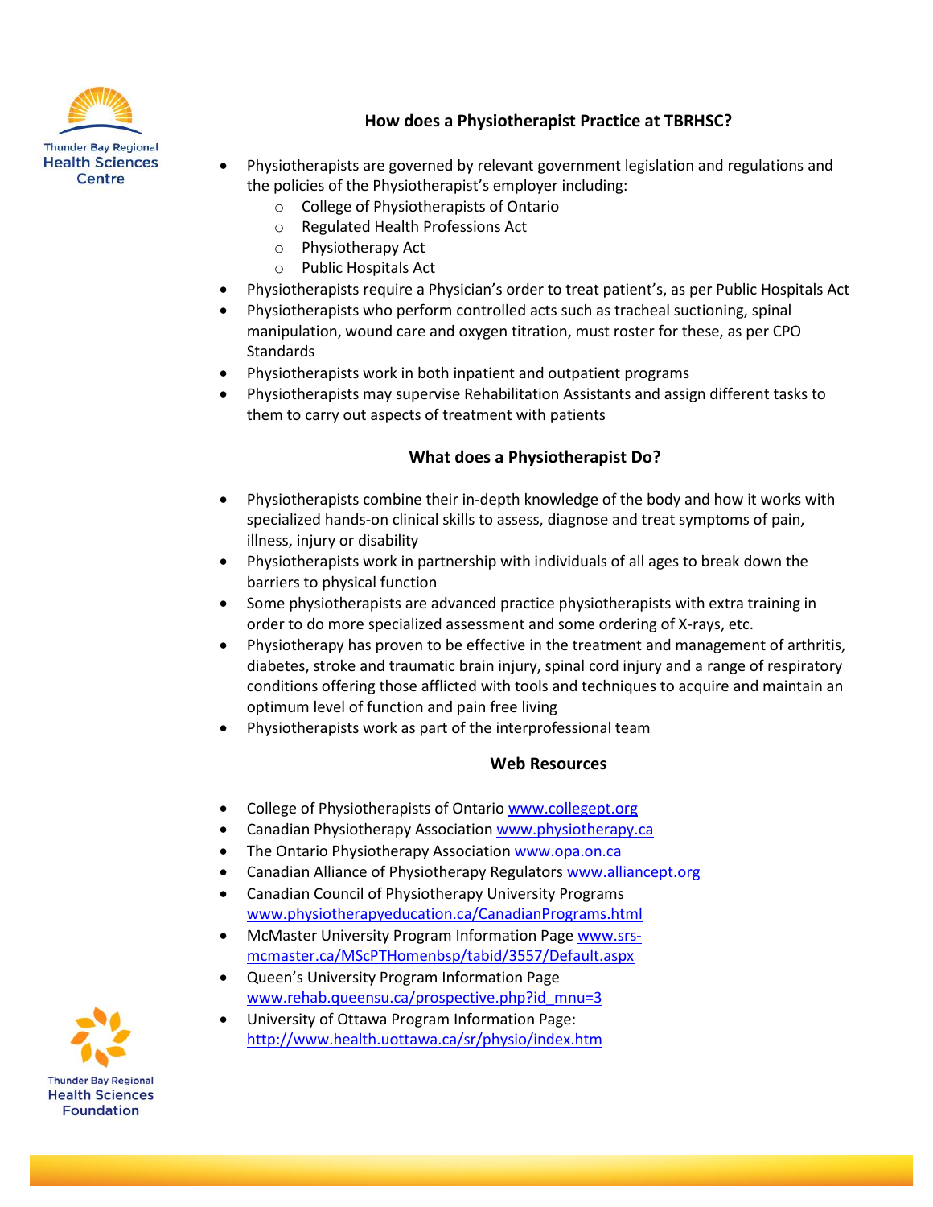## How does a Physiotherapist Practice at TBRHSC?

- Physiotherapists are governed by relevant government legislation and regulations and the policies of the Physiotherapist's employer including:
  - College of Physiotherapists of Ontario
  - Regulated Health Professions Act
  - Physiotherapy Act
  - Public Hospitals Act
- Physiotherapists require a Physician's order to treat patient's, as per Public Hospitals Act
- Physiotherapists who perform controlled acts such as tracheal suctioning, spinal manipulation, wound care and oxygen titration, must roster for these, as per CPO Standards
- Physiotherapists work in both inpatient and outpatient programs
- Physiotherapists may supervise Rehabilitation Assistants and assign different tasks to them to carry out aspects of treatment with patients

## What does a Physiotherapist Do?

- Physiotherapists combine their in-depth knowledge of the body and how it works with specialized hands-on clinical skills to assess, diagnose and treat symptoms of pain, illness, injury or disability
- Physiotherapists work in partnership with individuals of all ages to break down the barriers to physical function
- Some physiotherapists are advanced practice physiotherapists with extra training in order to do more specialized assessment and some ordering of X-rays, etc.
- Physiotherapy has proven to be effective in the treatment and management of arthritis, diabetes, stroke and traumatic brain injury, spinal cord injury and a range of respiratory conditions offering those afflicted with tools and techniques to acquire and maintain an optimum level of function and pain free living
- Physiotherapists work as part of the interprofessional team

## Web Resources

- College of Physiotherapists of Ontario www.collegept.org
- Canadian Physiotherapy Association www.physiotherapy.ca
- The Ontario Physiotherapy Association www.opa.on.ca
- Canadian Alliance of Physiotherapy Regulators www.alliancept.org
- Canadian Council of Physiotherapy University Programs www.physiotherapyeducation.ca/CanadianPrograms.html
- McMaster University Program Information Page www.srs-mcmaster.ca/MScPTHomenbsp/tabid/3557/Default.aspx
- Queen's University Program Information Page www.rehab.queensu.ca/prospective.php?id_mnu=3
- University of Ottawa Program Information Page: http://www.health.uottawa.ca/sr/physio/index.htm